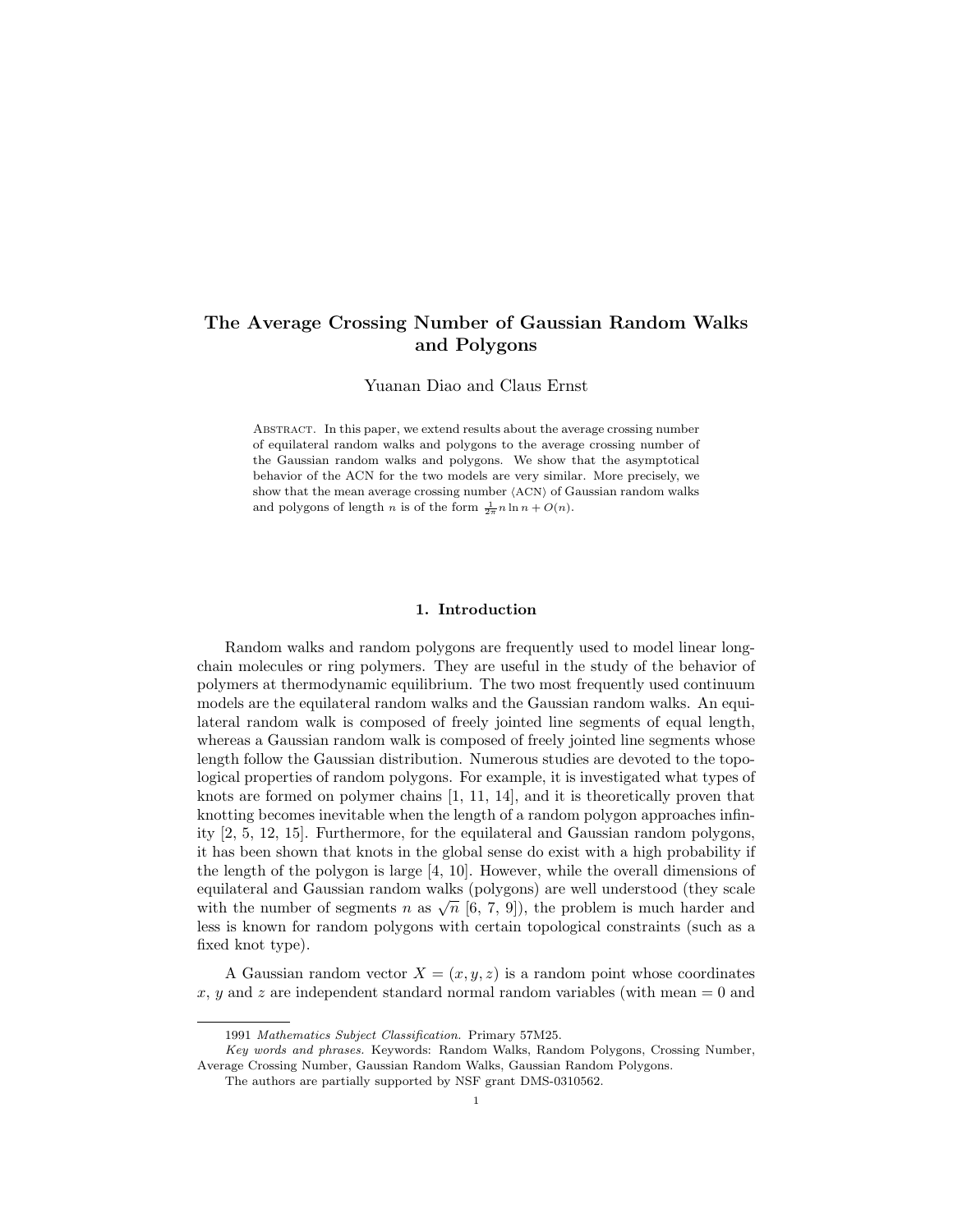# The Average Crossing Number of Gaussian Random Walks and Polygons

Yuanan Diao and Claus Ernst

Abstract. In this paper, we extend results about the average crossing number of equilateral random walks and polygons to the average crossing number of the Gaussian random walks and polygons. We show that the asymptotical behavior of the ACN for the two models are very similar. More precisely, we show that the mean average crossing number $\langle \text{ACN} \rangle$ of Gaussian random walks and polygons of length $n$ is of the form $\frac{1}{2\pi} n \ln n + O(n)$.

## 1. Introduction

Random walks and random polygons are frequently used to model linear long-chain molecules or ring polymers. They are useful in the study of the behavior of polymers at thermodynamic equilibrium. The two most frequently used continuum models are the equilateral random walks and the Gaussian random walks. An equilateral random walk is composed of freely jointed line segments of equal length, whereas a Gaussian random walk is composed of freely jointed line segments whose length follow the Gaussian distribution. Numerous studies are devoted to the topological properties of random polygons. For example, it is investigated what types of knots are formed on polymer chains [1, 11, 14], and it is theoretically proven that knotting becomes inevitable when the length of a random polygon approaches infinity [2, 5, 12, 15]. Furthermore, for the equilateral and Gaussian random polygons, it has been shown that knots in the global sense do exist with a high probability if the length of the polygon is large [4, 10]. However, while the overall dimensions of equilateral and Gaussian random walks (polygons) are well understood (they scale with the number of segments $n$ as $\sqrt{n}$ [6, 7, 9]), the problem is much harder and less is known for random polygons with certain topological constraints (such as a fixed knot type).

A Gaussian random vector $X = (x, y, z)$ is a random point whose coordinates $x$, $y$ and $z$ are independent standard normal random variables (with mean = 0 and

---

1991 *Mathematics Subject Classification.* Primary 57M25.

*Key words and phrases.* Keywords: Random Walks, Random Polygons, Crossing Number, Average Crossing Number, Gaussian Random Walks, Gaussian Random Polygons.

The authors are partially supported by NSF grant DMS-0310562.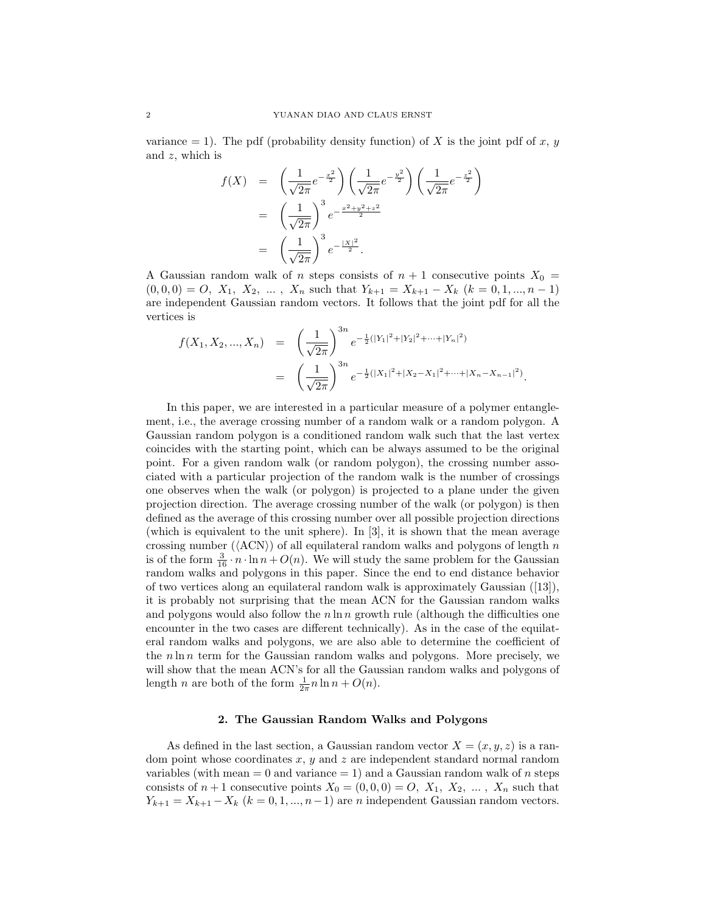variance = 1). The pdf (probability density function) of $X$ is the joint pdf of $x$, $y$ and $z$, which is

$$
\begin{aligned}
f(X) &= \left(\frac{1}{\sqrt{2\pi}}e^{-\frac{x^2}{2}}\right)\left(\frac{1}{\sqrt{2\pi}}e^{-\frac{y^2}{2}}\right)\left(\frac{1}{\sqrt{2\pi}}e^{-\frac{z^2}{2}}\right) \\
&= \left(\frac{1}{\sqrt{2\pi}}\right)^3 e^{-\frac{x^2+y^2+z^2}{2}} \\
&= \left(\frac{1}{\sqrt{2\pi}}\right)^3 e^{-\frac{|X|^2}{2}}.
\end{aligned}
$$

A Gaussian random walk of $n$ steps consists of $n+1$ consecutive points $X_0 = (0,0,0) = O,\ X_1,\ X_2,\ \dots\ ,\ X_n$ such that $Y_{k+1} = X_{k+1} - X_k$ $(k = 0, 1, ..., n-1)$ are independent Gaussian random vectors. It follows that the joint pdf for all the vertices is

$$
\begin{aligned}
f(X_1, X_2, ..., X_n) &= \left(\frac{1}{\sqrt{2\pi}}\right)^{3n} e^{-\frac{1}{2}(|Y_1|^2+|Y_2|^2+\cdots+|Y_n|^2)} \\
&= \left(\frac{1}{\sqrt{2\pi}}\right)^{3n} e^{-\frac{1}{2}(|X_1|^2+|X_2-X_1|^2+\cdots+|X_n-X_{n-1}|^2)}.
\end{aligned}
$$

In this paper, we are interested in a particular measure of a polymer entanglement, i.e., the average crossing number of a random walk or a random polygon. A Gaussian random polygon is a conditioned random walk such that the last vertex coincides with the starting point, which can be always assumed to be the original point. For a given random walk (or random polygon), the crossing number associated with a particular projection of the random walk is the number of crossings one observes when the walk (or polygon) is projected to a plane under the given projection direction. The average crossing number of the walk (or polygon) is then defined as the average of this crossing number over all possible projection directions (which is equivalent to the unit sphere). In [3], it is shown that the mean average crossing number ($\langle$ACN$\rangle$) of all equilateral random walks and polygons of length $n$ is of the form $\frac{3}{16} \cdot n \cdot \ln n + O(n)$. We will study the same problem for the Gaussian random walks and polygons in this paper. Since the end to end distance behavior of two vertices along an equilateral random walk is approximately Gaussian ([13]), it is probably not surprising that the mean ACN for the Gaussian random walks and polygons would also follow the $n \ln n$ growth rule (although the difficulties one encounter in the two cases are different technically). As in the case of the equilateral random walks and polygons, we are also able to determine the coefficient of the $n \ln n$ term for the Gaussian random walks and polygons. More precisely, we will show that the mean ACN's for all the Gaussian random walks and polygons of length $n$ are both of the form $\frac{1}{2\pi} n \ln n + O(n)$.

## 2. The Gaussian Random Walks and Polygons

As defined in the last section, a Gaussian random vector $X = (x, y, z)$ is a random point whose coordinates $x$, $y$ and $z$ are independent standard normal random variables (with mean = 0 and variance = 1) and a Gaussian random walk of $n$ steps consists of $n+1$ consecutive points $X_0 = (0,0,0) = O,\ X_1,\ X_2,\ \dots\ ,\ X_n$ such that $Y_{k+1} = X_{k+1} - X_k$ $(k = 0, 1, ..., n-1)$ are $n$ independent Gaussian random vectors.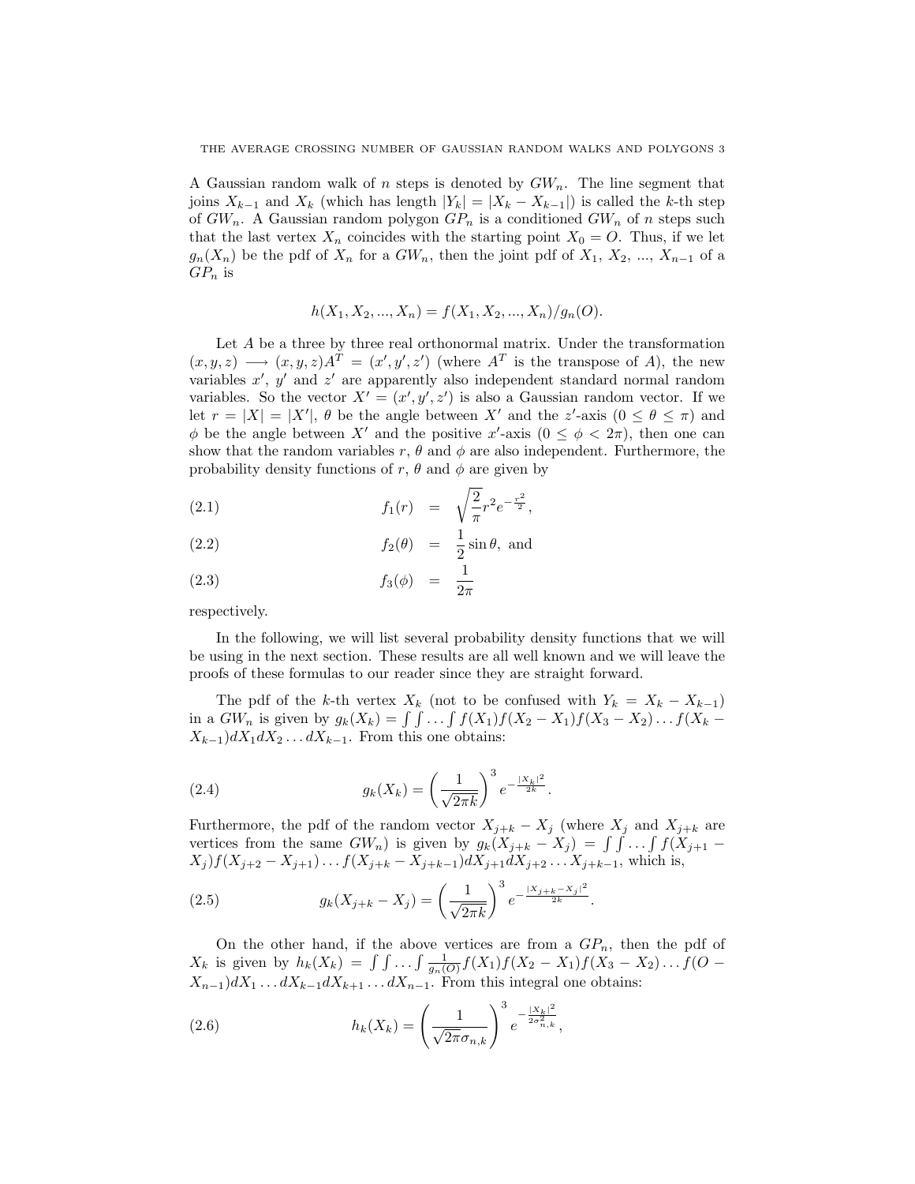A Gaussian random walk of $n$ steps is denoted by $GW_n$. The line segment that joins $X_{k-1}$ and $X_k$ (which has length $|Y_k| = |X_k - X_{k-1}|$) is called the $k$-th step of $GW_n$. A Gaussian random polygon $GP_n$ is a conditioned $GW_n$ of $n$ steps such that the last vertex $X_n$ coincides with the starting point $X_0 = O$. Thus, if we let $g_n(X_n)$ be the pdf of $X_n$ for a $GW_n$, then the joint pdf of $X_1, X_2, ..., X_{n-1}$ of a $GP_n$ is

$$h(X_1, X_2, ..., X_n) = f(X_1, X_2, ..., X_n)/g_n(O).$$

Let $A$ be a three by three real orthonormal matrix. Under the transformation $(x, y, z) \longrightarrow (x, y, z)A^T = (x', y', z')$ (where $A^T$ is the transpose of $A$), the new variables $x'$, $y'$ and $z'$ are apparently also independent standard normal random variables. So the vector $X' = (x', y', z')$ is also a Gaussian random vector. If we let $r = |X| = |X'|$, $\theta$ be the angle between $X'$ and the $z'$-axis ($0 \leq \theta \leq \pi$) and $\phi$ be the angle between $X'$ and the positive $x'$-axis ($0 \leq \phi < 2\pi$), then one can show that the random variables $r$, $\theta$ and $\phi$ are also independent. Furthermore, the probability density functions of $r$, $\theta$ and $\phi$ are given by

$$f_1(r) = \sqrt{\frac{2}{\pi}} r^2 e^{-\frac{r^2}{2}}, \tag{2.1}$$

$$f_2(\theta) = \frac{1}{2}\sin\theta, \text{ and} \tag{2.2}$$

$$f_3(\phi) = \frac{1}{2\pi} \tag{2.3}$$

respectively.

In the following, we will list several probability density functions that we will be using in the next section. These results are all well known and we will leave the proofs of these formulas to our reader since they are straight forward.

The pdf of the $k$-th vertex $X_k$ (not to be confused with $Y_k = X_k - X_{k-1}$) in a $GW_n$ is given by $g_k(X_k) = \int\int \ldots \int f(X_1)f(X_2 - X_1)f(X_3 - X_2)\ldots f(X_k - X_{k-1})dX_1 dX_2 \ldots dX_{k-1}$. From this one obtains:

$$g_k(X_k) = \left(\frac{1}{\sqrt{2\pi k}}\right)^3 e^{-\frac{|X_k|^2}{2k}}. \tag{2.4}$$

Furthermore, the pdf of the random vector $X_{j+k} - X_j$ (where $X_j$ and $X_{j+k}$ are vertices from the same $GW_n$) is given by $g_k(X_{j+k} - X_j) = \int\int \ldots \int f(X_{j+1} - X_j)f(X_{j+2} - X_{j+1})\ldots f(X_{j+k} - X_{j+k-1})dX_{j+1}dX_{j+2}\ldots X_{j+k-1}$, which is,

$$g_k(X_{j+k} - X_j) = \left(\frac{1}{\sqrt{2\pi k}}\right)^3 e^{-\frac{|X_{j+k} - X_j|^2}{2k}}. \tag{2.5}$$

On the other hand, if the above vertices are from a $GP_n$, then the pdf of $X_k$ is given by $h_k(X_k) = \int\int \ldots \int \frac{1}{g_n(O)} f(X_1)f(X_2 - X_1)f(X_3 - X_2)\ldots f(O - X_{n-1})dX_1 \ldots dX_{k-1}dX_{k+1}\ldots dX_{n-1}$. From this integral one obtains:

$$h_k(X_k) = \left(\frac{1}{\sqrt{2\pi}\sigma_{n,k}}\right)^3 e^{-\frac{|X_k|^2}{2\sigma_{n,k}^2}}, \tag{2.6}$$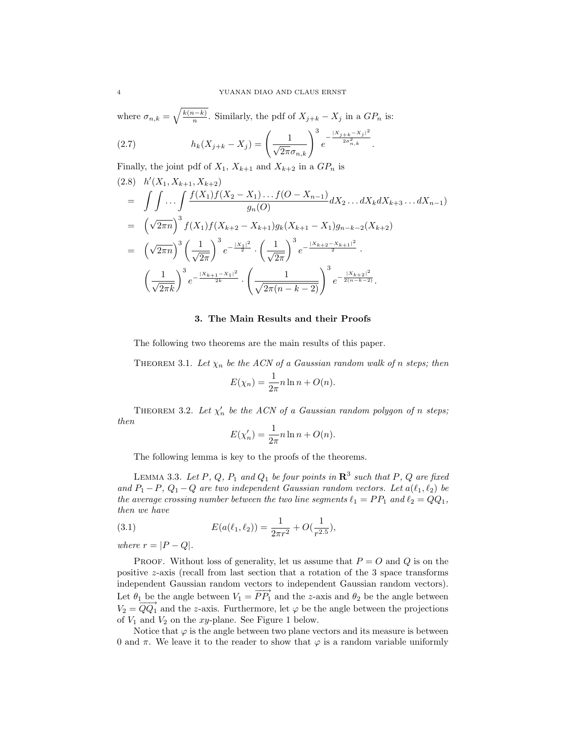where $\sigma_{n,k} = \sqrt{\frac{k(n-k)}{n}}$. Similarly, the pdf of $X_{j+k} - X_j$ in a $GP_n$ is:

$$h_k(X_{j+k} - X_j) = \left(\frac{1}{\sqrt{2\pi}\sigma_{n,k}}\right)^3 e^{-\frac{|X_{j+k}-X_j|^2}{2\sigma_{n,k}^2}}. \tag{2.7}$$

Finally, the joint pdf of $X_1$, $X_{k+1}$ and $X_{k+2}$ in a $GP_n$ is

$$\begin{aligned}
&h'(X_1, X_{k+1}, X_{k+2}) \\
&= \int\int\cdots\int \frac{f(X_1)f(X_2 - X_1)\ldots f(O - X_{n-1})}{g_n(O)} dX_2 \ldots dX_k dX_{k+3} \ldots dX_{n-1}) \\
&= \left(\sqrt{2\pi n}\right)^3 f(X_1) f(X_{k+2} - X_{k+1}) g_k(X_{k+1} - X_1) g_{n-k-2}(X_{k+2}) \\
&= \left(\sqrt{2\pi n}\right)^3 \left(\frac{1}{\sqrt{2\pi}}\right)^3 e^{-\frac{|X_1|^2}{2}} \cdot \left(\frac{1}{\sqrt{2\pi}}\right)^3 e^{-\frac{|X_{k+2}-X_{k+1}|^2}{2}} \cdot \\
&\quad \left(\frac{1}{\sqrt{2\pi k}}\right)^3 e^{-\frac{|X_{k+1}-X_1|^2}{2k}} \cdot \left(\frac{1}{\sqrt{2\pi(n-k-2)}}\right)^3 e^{-\frac{|X_{k+2}|^2}{2(n-k-2)}}.
\end{aligned} \tag{2.8}$$

## 3. The Main Results and their Proofs

The following two theorems are the main results of this paper.

THEOREM 3.1. *Let $\chi_n$ be the ACN of a Gaussian random walk of n steps; then*

$$E(\chi_n) = \frac{1}{2\pi} n \ln n + O(n).$$

THEOREM 3.2. *Let $\chi_n'$ be the ACN of a Gaussian random polygon of n steps; then*

$$E(\chi_n') = \frac{1}{2\pi} n \ln n + O(n).$$

The following lemma is key to the proofs of the theorems.

LEMMA 3.3. *Let $P$, $Q$, $P_1$ and $Q_1$ be four points in $\mathbf{R}^3$ such that $P$, $Q$ are fixed and $P_1 - P$, $Q_1 - Q$ are two independent Gaussian random vectors. Let $a(\ell_1, \ell_2)$ be the average crossing number between the two line segments $\ell_1 = PP_1$ and $\ell_2 = QQ_1$, then we have*

$$E(a(\ell_1, \ell_2)) = \frac{1}{2\pi r^2} + O(\frac{1}{r^{2.5}}), \tag{3.1}$$

*where $r = |P - Q|$.*

PROOF. Without loss of generality, let us assume that $P = O$ and $Q$ is on the positive $z$-axis (recall from last section that a rotation of the 3 space transforms independent Gaussian random vectors to independent Gaussian random vectors). Let $\theta_1$ be the angle between $V_1 = \overrightarrow{PP_1}$ and the $z$-axis and $\theta_2$ be the angle between $V_2 = \overrightarrow{QQ_1}$ and the $z$-axis. Furthermore, let $\varphi$ be the angle between the projections of $V_1$ and $V_2$ on the $xy$-plane. See Figure 1 below.

Notice that $\varphi$ is the angle between two plane vectors and its measure is between 0 and $\pi$. We leave it to the reader to show that $\varphi$ is a random variable uniformly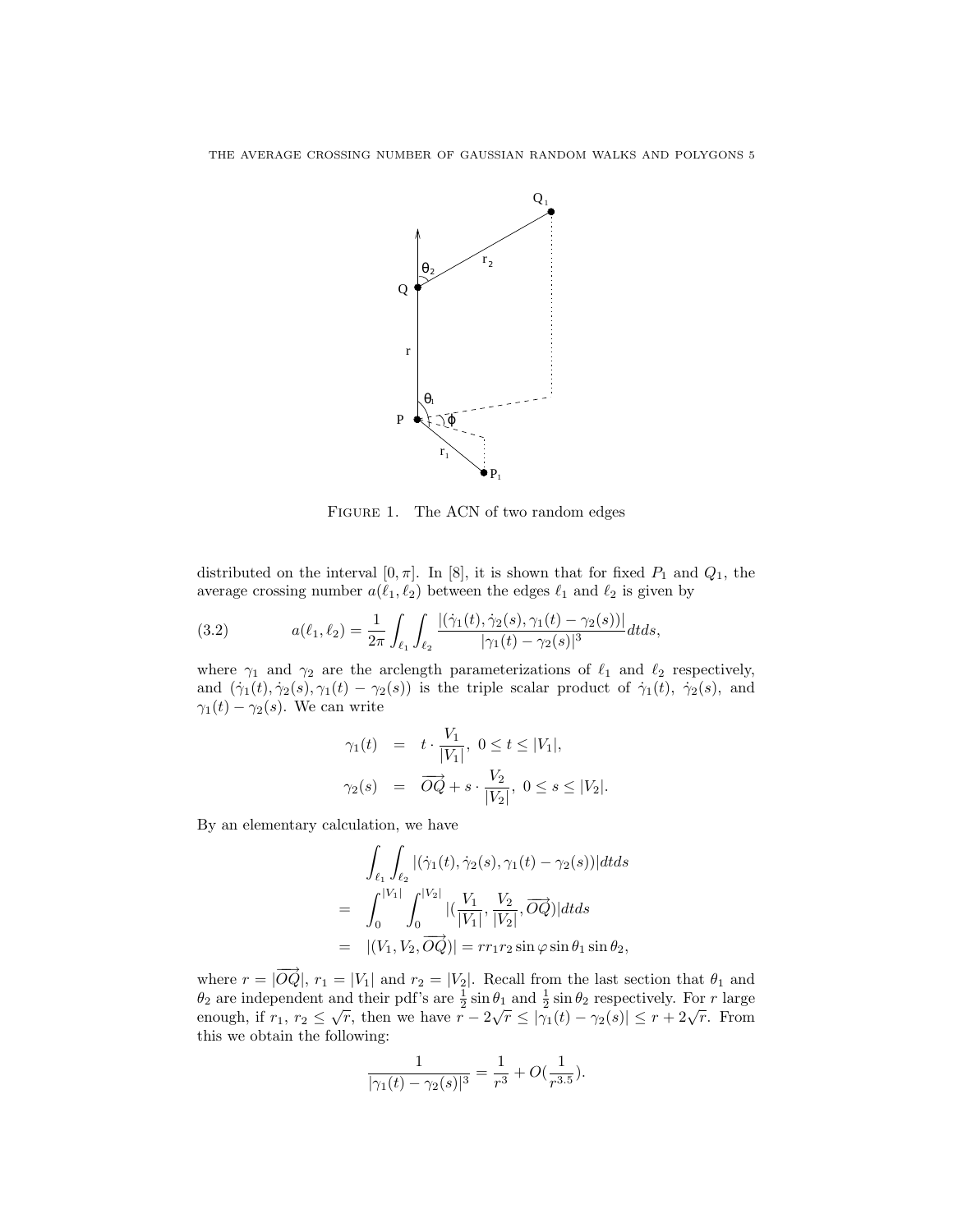FIGURE 1. The ACN of two random edges

distributed on the interval $[0, \pi]$. In [8], it is shown that for fixed $P_1$ and $Q_1$, the average crossing number $a(\ell_1, \ell_2)$ between the edges $\ell_1$ and $\ell_2$ is given by

$$a(\ell_1, \ell_2) = \frac{1}{2\pi} \int_{\ell_1} \int_{\ell_2} \frac{|(\dot{\gamma}_1(t), \dot{\gamma}_2(s), \gamma_1(t) - \gamma_2(s))|}{|\gamma_1(t) - \gamma_2(s)|^3} dt ds, \tag{3.2}$$

where $\gamma_1$ and $\gamma_2$ are the arclength parameterizations of $\ell_1$ and $\ell_2$ respectively, and $(\dot{\gamma}_1(t), \dot{\gamma}_2(s), \gamma_1(t) - \gamma_2(s))$ is the triple scalar product of $\dot{\gamma}_1(t)$, $\dot{\gamma}_2(s)$, and $\gamma_1(t) - \gamma_2(s)$. We can write

$$\begin{aligned} \gamma_1(t) &= t \cdot \frac{V_1}{|V_1|}, \ 0 \le t \le |V_1|, \\ \gamma_2(s) &= \overrightarrow{OQ} + s \cdot \frac{V_2}{|V_2|}, \ 0 \le s \le |V_2|. \end{aligned}$$

By an elementary calculation, we have

$$\begin{aligned} & \int_{\ell_1} \int_{\ell_2} |(\dot{\gamma}_1(t), \dot{\gamma}_2(s), \gamma_1(t) - \gamma_2(s))| dt ds \\ = & \int_0^{|V_1|} \int_0^{|V_2|} |(\frac{V_1}{|V_1|}, \frac{V_2}{|V_2|}, \overrightarrow{OQ})| dt ds \\ = & |(V_1, V_2, \overrightarrow{OQ})| = r r_1 r_2 \sin\varphi \sin\theta_1 \sin\theta_2, \end{aligned}$$

where $r = |\overrightarrow{OQ}|$, $r_1 = |V_1|$ and $r_2 = |V_2|$. Recall from the last section that $\theta_1$ and $\theta_2$ are independent and their pdf's are $\frac{1}{2}\sin\theta_1$ and $\frac{1}{2}\sin\theta_2$ respectively. For $r$ large enough, if $r_1$, $r_2 \le \sqrt{r}$, then we have $r - 2\sqrt{r} \le |\gamma_1(t) - \gamma_2(s)| \le r + 2\sqrt{r}$. From this we obtain the following:

$$\frac{1}{|\gamma_1(t) - \gamma_2(s)|^3} = \frac{1}{r^3} + O(\frac{1}{r^{3.5}}).$$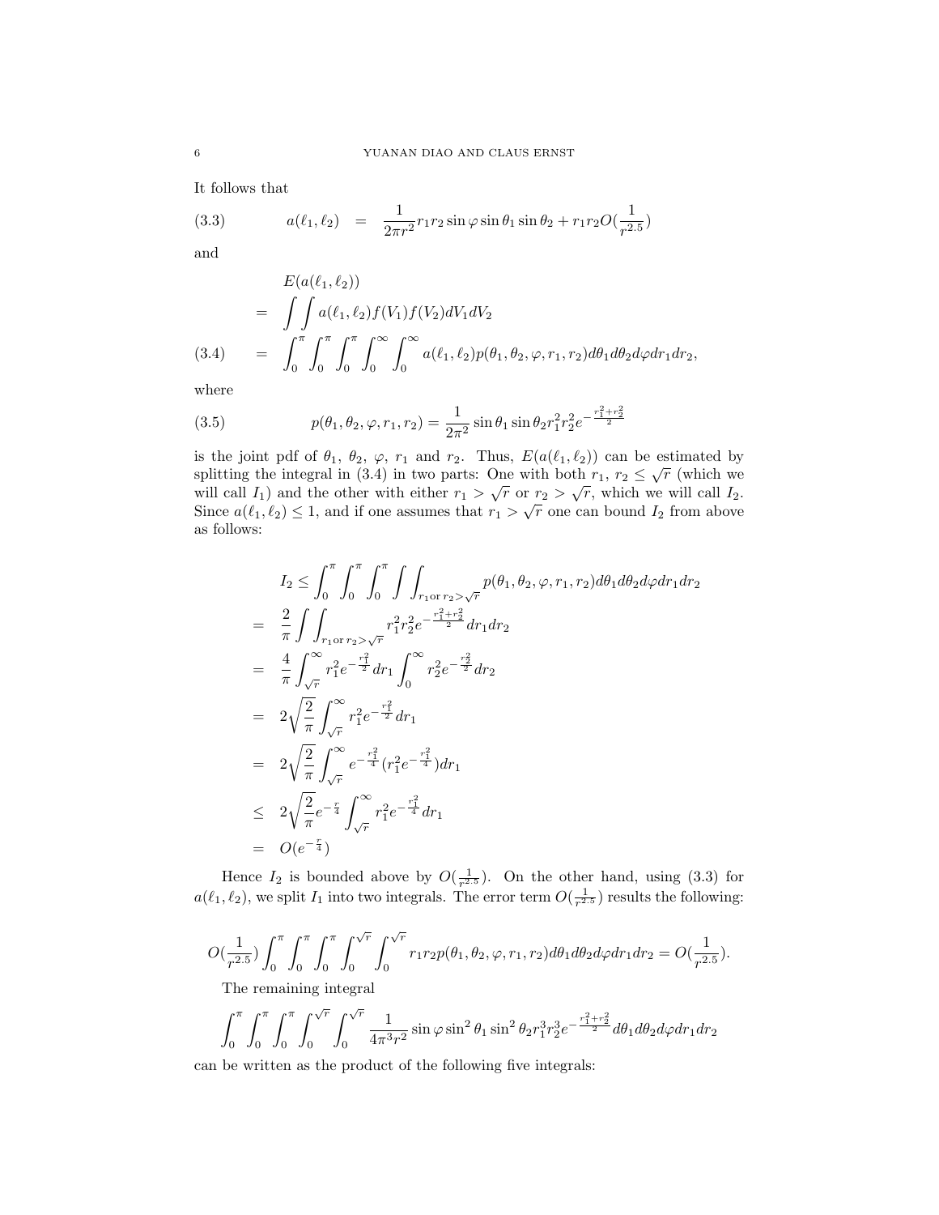It follows that

$$a(\ell_1, \ell_2) = \frac{1}{2\pi r^2} r_1 r_2 \sin\varphi \sin\theta_1 \sin\theta_2 + r_1 r_2 O(\frac{1}{r^{2.5}}) \tag{3.3}$$

and

$$\begin{aligned} & E(a(\ell_1, \ell_2)) \\ = & \int\int a(\ell_1, \ell_2) f(V_1) f(V_2) dV_1 dV_2 \\ = & \int_0^\pi \int_0^\pi \int_0^\pi \int_0^\infty \int_0^\infty a(\ell_1, \ell_2) p(\theta_1, \theta_2, \varphi, r_1, r_2) d\theta_1 d\theta_2 d\varphi dr_1 dr_2, \end{aligned} \tag{3.4}$$

where

$$p(\theta_1, \theta_2, \varphi, r_1, r_2) = \frac{1}{2\pi^2} \sin\theta_1 \sin\theta_2 r_1^2 r_2^2 e^{-\frac{r_1^2 + r_2^2}{2}} \tag{3.5}$$

is the joint pdf of $\theta_1$, $\theta_2$, $\varphi$, $r_1$ and $r_2$. Thus, $E(a(\ell_1, \ell_2))$ can be estimated by splitting the integral in (3.4) in two parts: One with both $r_1$, $r_2 \leq \sqrt{r}$ (which we will call $I_1$) and the other with either $r_1 > \sqrt{r}$ or $r_2 > \sqrt{r}$, which we will call $I_2$. Since $a(\ell_1, \ell_2) \leq 1$, and if one assumes that $r_1 > \sqrt{r}$ one can bound $I_2$ from above as follows:

$$\begin{aligned} & I_2 \leq \int_0^\pi \int_0^\pi \int_0^\pi \int\int_{r_1 \text{or } r_2 > \sqrt{r}} p(\theta_1, \theta_2, \varphi, r_1, r_2) d\theta_1 d\theta_2 d\varphi dr_1 dr_2 \\ = & \frac{2}{\pi} \int\int_{r_1 \text{or } r_2 > \sqrt{r}} r_1^2 r_2^2 e^{-\frac{r_1^2 + r_2^2}{2}} dr_1 dr_2 \\ = & \frac{4}{\pi} \int_{\sqrt{r}}^\infty r_1^2 e^{-\frac{r_1^2}{2}} dr_1 \int_0^\infty r_2^2 e^{-\frac{r_2^2}{2}} dr_2 \\ = & 2\sqrt{\frac{2}{\pi}} \int_{\sqrt{r}}^\infty r_1^2 e^{-\frac{r_1^2}{2}} dr_1 \\ = & 2\sqrt{\frac{2}{\pi}} \int_{\sqrt{r}}^\infty e^{-\frac{r_1^2}{4}} (r_1^2 e^{-\frac{r_1^2}{4}}) dr_1 \\ \leq & 2\sqrt{\frac{2}{\pi}} e^{-\frac{r}{4}} \int_{\sqrt{r}}^\infty r_1^2 e^{-\frac{r_1^2}{4}} dr_1 \\ = & O(e^{-\frac{r}{4}}) \end{aligned}$$

Hence $I_2$ is bounded above by $O(\frac{1}{r^{2.5}})$. On the other hand, using (3.3) for $a(\ell_1, \ell_2)$, we split $I_1$ into two integrals. The error term $O(\frac{1}{r^{2.5}})$ results the following:

$$O(\frac{1}{r^{2.5}}) \int_0^\pi \int_0^\pi \int_0^\pi \int_0^{\sqrt{r}} \int_0^{\sqrt{r}} r_1 r_2 p(\theta_1, \theta_2, \varphi, r_1, r_2) d\theta_1 d\theta_2 d\varphi dr_1 dr_2 = O(\frac{1}{r^{2.5}}).$$

The remaining integral

$$\int_0^\pi \int_0^\pi \int_0^\pi \int_0^{\sqrt{r}} \int_0^{\sqrt{r}} \frac{1}{4\pi^3 r^2} \sin\varphi \sin^2\theta_1 \sin^2\theta_2 r_1^3 r_2^3 e^{-\frac{r_1^2 + r_2^2}{2}} d\theta_1 d\theta_2 d\varphi dr_1 dr_2$$

can be written as the product of the following five integrals: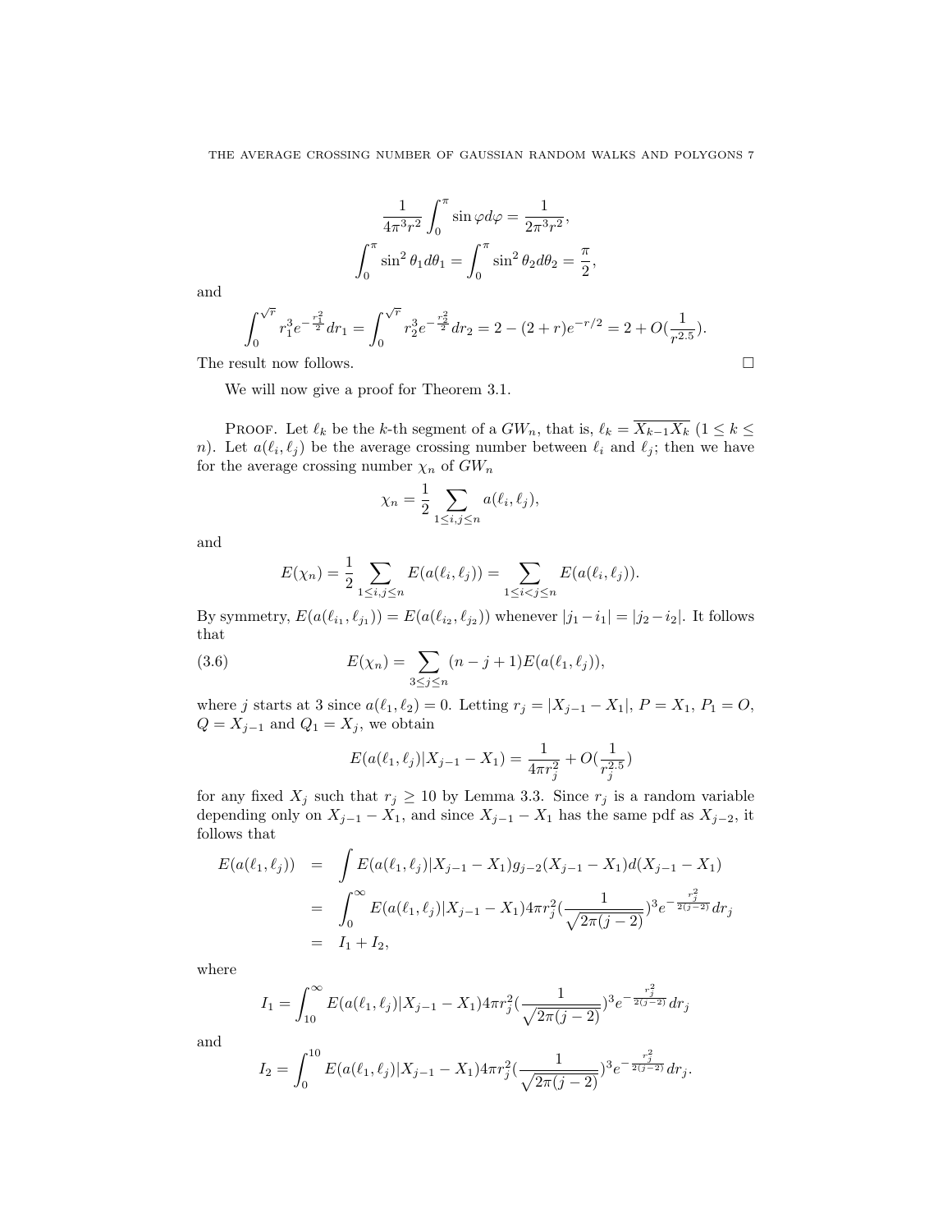$$\frac{1}{4\pi^3 r^2}\int_0^\pi \sin\varphi d\varphi = \frac{1}{2\pi^3 r^2},$$

$$\int_0^\pi \sin^2\theta_1 d\theta_1 = \int_0^\pi \sin^2\theta_2 d\theta_2 = \frac{\pi}{2},$$

and

$$\int_0^{\sqrt{r}} r_1^3 e^{-\frac{r_1^2}{2}} dr_1 = \int_0^{\sqrt{r}} r_2^3 e^{-\frac{r_2^2}{2}} dr_2 = 2-(2+r)e^{-r/2} = 2+O(\frac{1}{r^{2.5}}).$$

The result now follows. □

We will now give a proof for Theorem 3.1.

PROOF. Let $\ell_k$ be the $k$-th segment of a $GW_n$, that is, $\ell_k = \overline{X_{k-1}X_k}$ ($1 \leq k \leq n$). Let $a(\ell_i, \ell_j)$ be the average crossing number between $\ell_i$ and $\ell_j$; then we have for the average crossing number $\chi_n$ of $GW_n$

$$\chi_n = \frac{1}{2}\sum_{1\leq i,j\leq n} a(\ell_i, \ell_j),$$

and

$$E(\chi_n) = \frac{1}{2}\sum_{1\leq i,j\leq n} E(a(\ell_i,\ell_j)) = \sum_{1\leq i<j\leq n} E(a(\ell_i,\ell_j)).$$

By symmetry, $E(a(\ell_{i_1},\ell_{j_1})) = E(a(\ell_{i_2},\ell_{j_2}))$ whenever $|j_1-i_1| = |j_2-i_2|$. It follows that

$$E(\chi_n) = \sum_{3\leq j\leq n}(n-j+1)E(a(\ell_1,\ell_j)), \tag{3.6}$$

where $j$ starts at 3 since $a(\ell_1,\ell_2)=0$. Letting $r_j = |X_{j-1}-X_1|$, $P = X_1$, $P_1 = O$, $Q = X_{j-1}$ and $Q_1 = X_j$, we obtain

$$E(a(\ell_1,\ell_j)|X_{j-1}-X_1) = \frac{1}{4\pi r_j^2} + O(\frac{1}{r_j^{2.5}})$$

for any fixed $X_j$ such that $r_j \geq 10$ by Lemma 3.3. Since $r_j$ is a random variable depending only on $X_{j-1}-X_1$, and since $X_{j-1}-X_1$ has the same pdf as $X_{j-2}$, it follows that

$$\begin{aligned}
E(a(\ell_1,\ell_j)) &= \int E(a(\ell_1,\ell_j)|X_{j-1}-X_1)g_{j-2}(X_{j-1}-X_1)d(X_{j-1}-X_1)\\
&= \int_0^\infty E(a(\ell_1,\ell_j)|X_{j-1}-X_1)4\pi r_j^2(\frac{1}{\sqrt{2\pi(j-2)}})^3 e^{-\frac{r_j^2}{2(j-2)}}dr_j\\
&= I_1 + I_2,
\end{aligned}$$

where

$$I_1 = \int_{10}^\infty E(a(\ell_1,\ell_j)|X_{j-1}-X_1)4\pi r_j^2(\frac{1}{\sqrt{2\pi(j-2)}})^3 e^{-\frac{r_j^2}{2(j-2)}}dr_j$$

and

$$I_2 = \int_0^{10} E(a(\ell_1,\ell_j)|X_{j-1}-X_1)4\pi r_j^2(\frac{1}{\sqrt{2\pi(j-2)}})^3 e^{-\frac{r_j^2}{2(j-2)}}dr_j.$$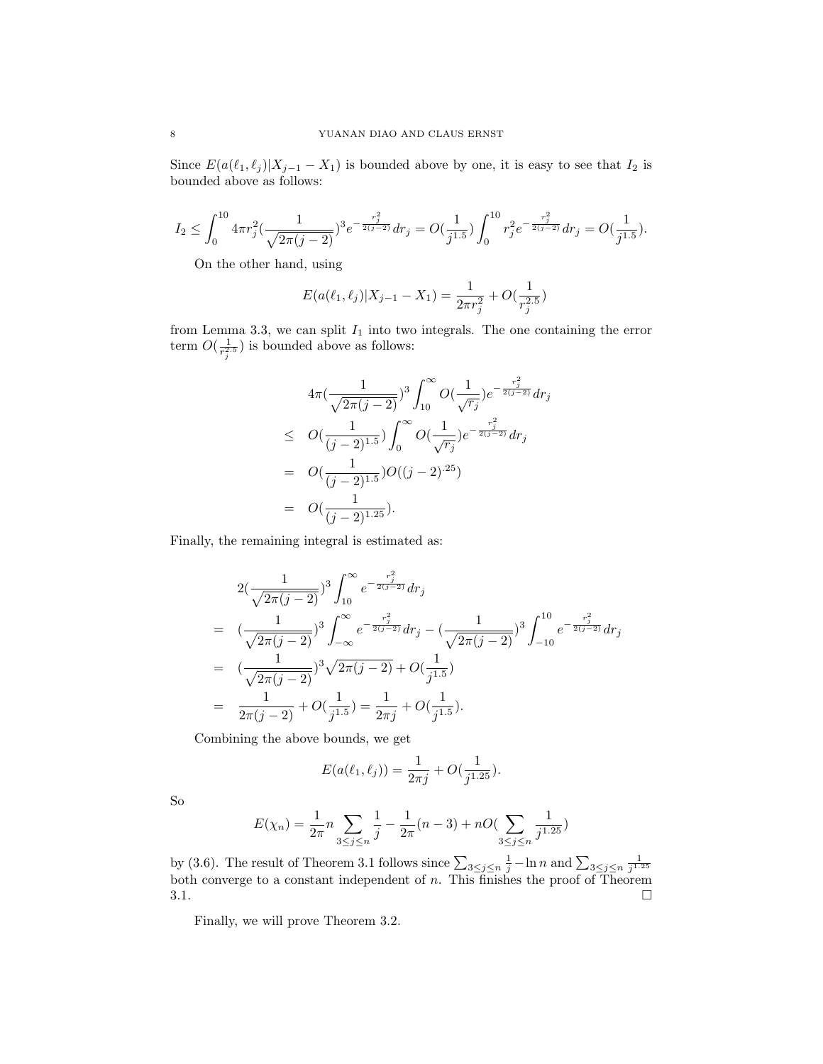Since $E(a(\ell_1, \ell_j)|X_{j-1} - X_1)$ is bounded above by one, it is easy to see that $I_2$ is bounded above as follows:

$$I_2 \leq \int_0^{10} 4\pi r_j^2 (\frac{1}{\sqrt{2\pi(j-2)}})^3 e^{-\frac{r_j^2}{2(j-2)}} dr_j = O(\frac{1}{j^{1.5}}) \int_0^{10} r_j^2 e^{-\frac{r_j^2}{2(j-2)}} dr_j = O(\frac{1}{j^{1.5}}).$$

On the other hand, using

$$E(a(\ell_1, \ell_j)|X_{j-1} - X_1) = \frac{1}{2\pi r_j^2} + O(\frac{1}{r_j^{2.5}})$$

from Lemma 3.3, we can split $I_1$ into two integrals. The one containing the error term $O(\frac{1}{r_j^{2.5}})$ is bounded above as follows:

$$\begin{aligned}
& 4\pi(\frac{1}{\sqrt{2\pi(j-2)}})^3 \int_{10}^{\infty} O(\frac{1}{\sqrt{r_j}}) e^{-\frac{r_j^2}{2(j-2)}} dr_j \\
\leq \quad & O(\frac{1}{(j-2)^{1.5}}) \int_0^{\infty} O(\frac{1}{\sqrt{r_j}}) e^{-\frac{r_j^2}{2(j-2)}} dr_j \\
= \quad & O(\frac{1}{(j-2)^{1.5}}) O((j-2)^{.25}) \\
= \quad & O(\frac{1}{(j-2)^{1.25}}).
\end{aligned}$$

Finally, the remaining integral is estimated as:

$$\begin{aligned}
& 2(\frac{1}{\sqrt{2\pi(j-2)}})^3 \int_{10}^{\infty} e^{-\frac{r_j^2}{2(j-2)}} dr_j \\
= \quad & (\frac{1}{\sqrt{2\pi(j-2)}})^3 \int_{-\infty}^{\infty} e^{-\frac{r_j^2}{2(j-2)}} dr_j - (\frac{1}{\sqrt{2\pi(j-2)}})^3 \int_{-10}^{10} e^{-\frac{r_j^2}{2(j-2)}} dr_j \\
= \quad & (\frac{1}{\sqrt{2\pi(j-2)}})^3 \sqrt{2\pi(j-2)} + O(\frac{1}{j^{1.5}}) \\
= \quad & \frac{1}{2\pi(j-2)} + O(\frac{1}{j^{1.5}}) = \frac{1}{2\pi j} + O(\frac{1}{j^{1.5}}).
\end{aligned}$$

Combining the above bounds, we get

$$E(a(\ell_1, \ell_j)) = \frac{1}{2\pi j} + O(\frac{1}{j^{1.25}}).$$

So

$$E(\chi_n) = \frac{1}{2\pi} n \sum_{3 \leq j \leq n} \frac{1}{j} - \frac{1}{2\pi}(n-3) + nO(\sum_{3 \leq j \leq n} \frac{1}{j^{1.25}})$$

by (3.6). The result of Theorem 3.1 follows since $\sum_{3 \leq j \leq n} \frac{1}{j} - \ln n$ and $\sum_{3 \leq j \leq n} \frac{1}{j^{1.25}}$ both converge to a constant independent of $n$. This finishes the proof of Theorem 3.1. $\square$

Finally, we will prove Theorem 3.2.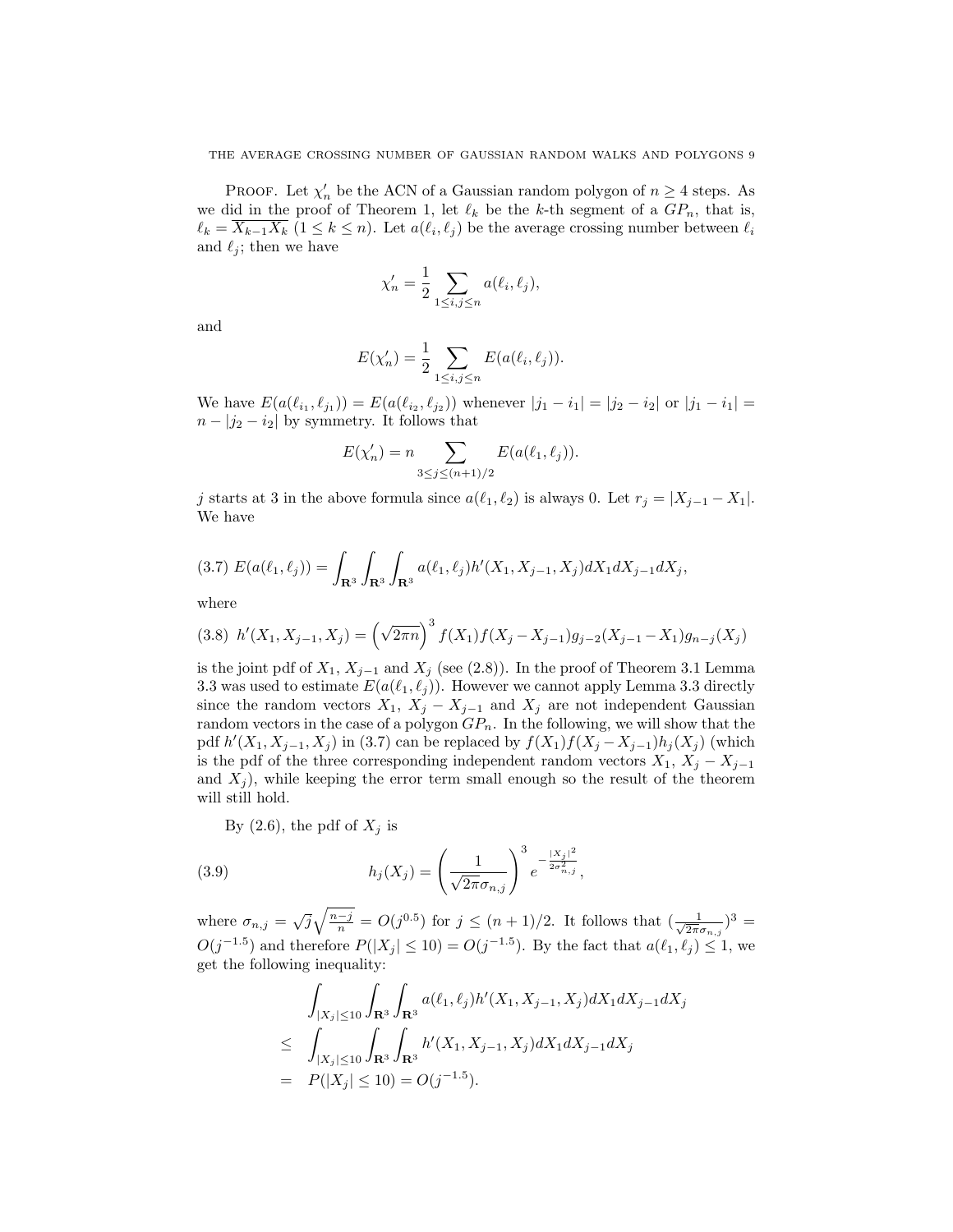PROOF. Let $\chi'_n$ be the ACN of a Gaussian random polygon of $n \geq 4$ steps. As we did in the proof of Theorem 1, let $\ell_k$ be the $k$-th segment of a $GP_n$, that is, $\ell_k = \overline{X_{k-1}X_k}$ $(1 \leq k \leq n)$. Let $a(\ell_i, \ell_j)$ be the average crossing number between $\ell_i$ and $\ell_j$; then we have

$$\chi'_n = \frac{1}{2} \sum_{1 \leq i,j \leq n} a(\ell_i, \ell_j),$$

and

$$E(\chi'_n) = \frac{1}{2} \sum_{1 \leq i,j \leq n} E(a(\ell_i, \ell_j)).$$

We have $E(a(\ell_{i_1}, \ell_{j_1})) = E(a(\ell_{i_2}, \ell_{j_2}))$ whenever $|j_1 - i_1| = |j_2 - i_2|$ or $|j_1 - i_1| = n - |j_2 - i_2|$ by symmetry. It follows that

$$E(\chi'_n) = n \sum_{3 \leq j \leq (n+1)/2} E(a(\ell_1, \ell_j)).$$

$j$ starts at 3 in the above formula since $a(\ell_1, \ell_2)$ is always 0. Let $r_j = |X_{j-1} - X_1|$. We have

$$(3.7)\ E(a(\ell_1, \ell_j)) = \int_{\mathbf{R}^3} \int_{\mathbf{R}^3} \int_{\mathbf{R}^3} a(\ell_1, \ell_j) h'(X_1, X_{j-1}, X_j) dX_1 dX_{j-1} dX_j,$$

where

$$(3.8)\ h'(X_1, X_{j-1}, X_j) = \left(\sqrt{2\pi n}\right)^3 f(X_1) f(X_j - X_{j-1}) g_{j-2}(X_{j-1} - X_1) g_{n-j}(X_j)$$

is the joint pdf of $X_1$, $X_{j-1}$ and $X_j$ (see (2.8)). In the proof of Theorem 3.1 Lemma 3.3 was used to estimate $E(a(\ell_1, \ell_j))$. However we cannot apply Lemma 3.3 directly since the random vectors $X_1$, $X_j - X_{j-1}$ and $X_j$ are not independent Gaussian random vectors in the case of a polygon $GP_n$. In the following, we will show that the pdf $h'(X_1, X_{j-1}, X_j)$ in (3.7) can be replaced by $f(X_1) f(X_j - X_{j-1}) h_j(X_j)$ (which is the pdf of the three corresponding independent random vectors $X_1$, $X_j - X_{j-1}$ and $X_j$), while keeping the error term small enough so the result of the theorem will still hold.

By (2.6), the pdf of $X_j$ is

$$(3.9) \qquad h_j(X_j) = \left(\frac{1}{\sqrt{2\pi}\sigma_{n,j}}\right)^3 e^{-\frac{|X_j|^2}{2\sigma_{n,j}^2}},$$

where $\sigma_{n,j} = \sqrt{j}\sqrt{\frac{n-j}{n}} = O(j^{0.5})$ for $j \leq (n+1)/2$. It follows that $(\frac{1}{\sqrt{2\pi}\sigma_{n,j}})^3 = O(j^{-1.5})$ and therefore $P(|X_j| \leq 10) = O(j^{-1.5})$. By the fact that $a(\ell_1, \ell_j) \leq 1$, we get the following inequality:

$$\begin{aligned}
& \int_{|X_j| \leq 10} \int_{\mathbf{R}^3} \int_{\mathbf{R}^3} a(\ell_1, \ell_j) h'(X_1, X_{j-1}, X_j) dX_1 dX_{j-1} dX_j \\
\leq & \int_{|X_j| \leq 10} \int_{\mathbf{R}^3} \int_{\mathbf{R}^3} h'(X_1, X_{j-1}, X_j) dX_1 dX_{j-1} dX_j \\
= & \ P(|X_j| \leq 10) = O(j^{-1.5}).
\end{aligned}$$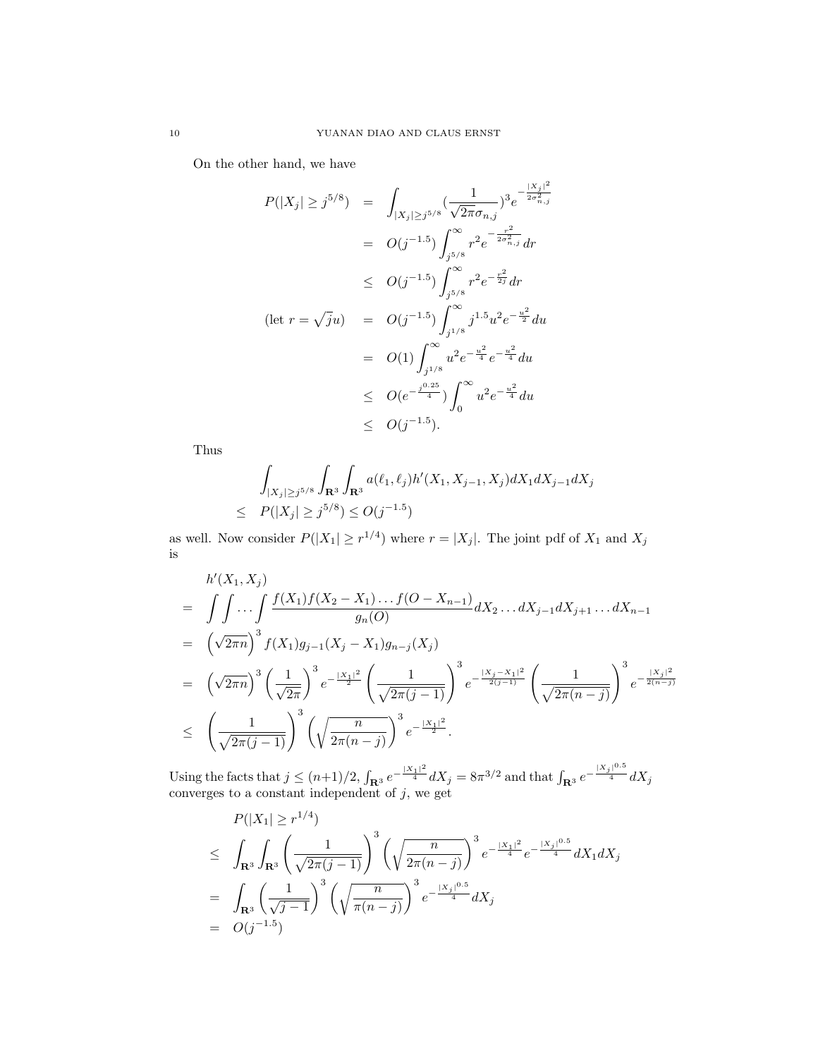On the other hand, we have

$$
\begin{aligned}
P(|X_j| \geq j^{5/8}) &= \int_{|X_j|\geq j^{5/8}} (\frac{1}{\sqrt{2\pi}\sigma_{n,j}})^3 e^{-\frac{|X_j|^2}{2\sigma_{n,j}^2}} \\
&= O(j^{-1.5}) \int_{j^{5/8}}^{\infty} r^2 e^{-\frac{r^2}{2\sigma_{n,j}^2}} dr \\
&\leq O(j^{-1.5}) \int_{j^{5/8}}^{\infty} r^2 e^{-\frac{r^2}{2j}} dr \\
(\text{let } r = \sqrt{j}u) \quad &= O(j^{-1.5}) \int_{j^{1/8}}^{\infty} j^{1.5} u^2 e^{-\frac{u^2}{2}} du \\
&= O(1) \int_{j^{1/8}}^{\infty} u^2 e^{-\frac{u^2}{4}} e^{-\frac{u^2}{4}} du \\
&\leq O(e^{-\frac{j^{0.25}}{4}}) \int_{0}^{\infty} u^2 e^{-\frac{u^2}{4}} du \\
&\leq O(j^{-1.5}).
\end{aligned}
$$

Thus

$$
\begin{aligned}
&\int_{|X_j|\geq j^{5/8}} \int_{\mathbf{R}^3} \int_{\mathbf{R}^3} a(\ell_1, \ell_j) h'(X_1, X_{j-1}, X_j) dX_1 dX_{j-1} dX_j \\
\leq \quad & P(|X_j| \geq j^{5/8}) \leq O(j^{-1.5})
\end{aligned}
$$

as well. Now consider $P(|X_1| \geq r^{1/4})$ where $r = |X_j|$. The joint pdf of $X_1$ and $X_j$ is

$$
\begin{aligned}
& h'(X_1, X_j) \\
= \quad & \int \int \ldots \int \frac{f(X_1) f(X_2 - X_1) \ldots f(O - X_{n-1})}{g_n(O)} dX_2 \ldots dX_{j-1} dX_{j+1} \ldots dX_{n-1} \\
= \quad & \left(\sqrt{2\pi n}\right)^3 f(X_1) g_{j-1}(X_j - X_1) g_{n-j}(X_j) \\
= \quad & \left(\sqrt{2\pi n}\right)^3 \left(\frac{1}{\sqrt{2\pi}}\right)^3 e^{-\frac{|X_1|^2}{2}} \left(\frac{1}{\sqrt{2\pi(j-1)}}\right)^3 e^{-\frac{|X_j - X_1|^2}{2(j-1)}} \left(\frac{1}{\sqrt{2\pi(n-j)}}\right)^3 e^{-\frac{|X_j|^2}{2(n-j)}} \\
\leq \quad & \left(\frac{1}{\sqrt{2\pi(j-1)}}\right)^3 \left(\sqrt{\frac{n}{2\pi(n-j)}}\right)^3 e^{-\frac{|X_1|^2}{2}}.
\end{aligned}
$$

Using the facts that $j \leq (n+1)/2$, $\int_{\mathbf{R}^3} e^{-\frac{|X_1|^2}{4}} dX_j = 8\pi^{3/2}$ and that $\int_{\mathbf{R}^3} e^{-\frac{|X_j|^{0.5}}{4}} dX_j$ converges to a constant independent of $j$, we get

$$
\begin{aligned}
& P(|X_1| \geq r^{1/4}) \\
\leq \quad & \int_{\mathbf{R}^3} \int_{\mathbf{R}^3} \left(\frac{1}{\sqrt{2\pi(j-1)}}\right)^3 \left(\sqrt{\frac{n}{2\pi(n-j)}}\right)^3 e^{-\frac{|X_1|^2}{4}} e^{-\frac{|X_j|^{0.5}}{4}} dX_1 dX_j \\
= \quad & \int_{\mathbf{R}^3} \left(\frac{1}{\sqrt{j-1}}\right)^3 \left(\sqrt{\frac{n}{\pi(n-j)}}\right)^3 e^{-\frac{|X_j|^{0.5}}{4}} dX_j \\
= \quad & O(j^{-1.5})
\end{aligned}
$$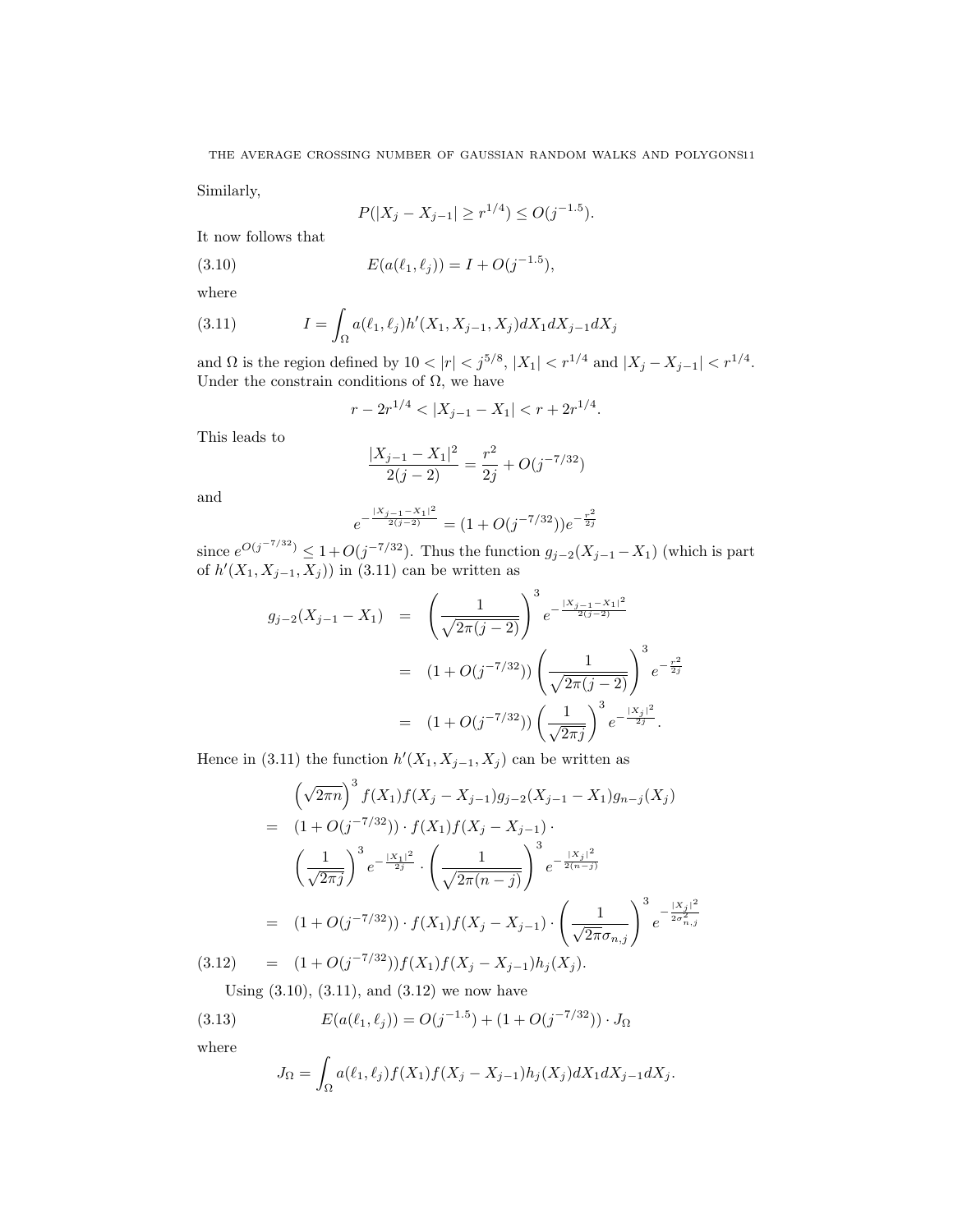Similarly,

$$P(|X_j - X_{j-1}| \geq r^{1/4}) \leq O(j^{-1.5}).$$

It now follows that

$$E(a(\ell_1, \ell_j)) = I + O(j^{-1.5}), \tag{3.10}$$

where

$$I = \int_\Omega a(\ell_1, \ell_j) h'(X_1, X_{j-1}, X_j) dX_1 dX_{j-1} dX_j \tag{3.11}$$

and $\Omega$ is the region defined by $10 < |r| < j^{5/8}$, $|X_1| < r^{1/4}$ and $|X_j - X_{j-1}| < r^{1/4}$. Under the constrain conditions of $\Omega$, we have

$$r - 2r^{1/4} < |X_{j-1} - X_1| < r + 2r^{1/4}.$$

This leads to

$$\frac{|X_{j-1} - X_1|^2}{2(j-2)} = \frac{r^2}{2j} + O(j^{-7/32})$$

and

$$e^{-\frac{|X_{j-1}-X_1|^2}{2(j-2)}} = (1 + O(j^{-7/32})) e^{-\frac{r^2}{2j}}$$

since $e^{O(j^{-7/32})} \leq 1 + O(j^{-7/32})$. Thus the function $g_{j-2}(X_{j-1} - X_1)$ (which is part of $h'(X_1, X_{j-1}, X_j)$) in (3.11) can be written as

$$\begin{aligned}
g_{j-2}(X_{j-1} - X_1) &= \left( \frac{1}{\sqrt{2\pi(j-2)}} \right)^3 e^{-\frac{|X_{j-1}-X_1|^2}{2(j-2)}} \\
&= (1 + O(j^{-7/32})) \left( \frac{1}{\sqrt{2\pi(j-2)}} \right)^3 e^{-\frac{r^2}{2j}} \\
&= (1 + O(j^{-7/32})) \left( \frac{1}{\sqrt{2\pi j}} \right)^3 e^{-\frac{|X_j|^2}{2j}}.
\end{aligned}$$

Hence in (3.11) the function $h'(X_1, X_{j-1}, X_j)$ can be written as

$$\begin{aligned}
& \left(\sqrt{2\pi n}\right)^3 f(X_1) f(X_j - X_{j-1}) g_{j-2}(X_{j-1} - X_1) g_{n-j}(X_j) \\
= \; & (1 + O(j^{-7/32})) \cdot f(X_1) f(X_j - X_{j-1}) \cdot \\
& \left( \frac{1}{\sqrt{2\pi j}} \right)^3 e^{-\frac{|X_1|^2}{2j}} \cdot \left( \frac{1}{\sqrt{2\pi(n-j)}} \right)^3 e^{-\frac{|X_j|^2}{2(n-j)}} \\
= \; & (1 + O(j^{-7/32})) \cdot f(X_1) f(X_j - X_{j-1}) \cdot \left( \frac{1}{\sqrt{2\pi}\sigma_{n,j}} \right)^3 e^{-\frac{|X_j|^2}{2\sigma_{n,j}^2}} \\
= \; & (1 + O(j^{-7/32})) f(X_1) f(X_j - X_{j-1}) h_j(X_j). \qquad (3.12)
\end{aligned}$$

Using (3.10), (3.11), and (3.12) we now have

$$E(a(\ell_1, \ell_j)) = O(j^{-1.5}) + (1 + O(j^{-7/32})) \cdot J_\Omega \tag{3.13}$$

where

$$J_\Omega = \int_\Omega a(\ell_1, \ell_j) f(X_1) f(X_j - X_{j-1}) h_j(X_j) dX_1 dX_{j-1} dX_j.$$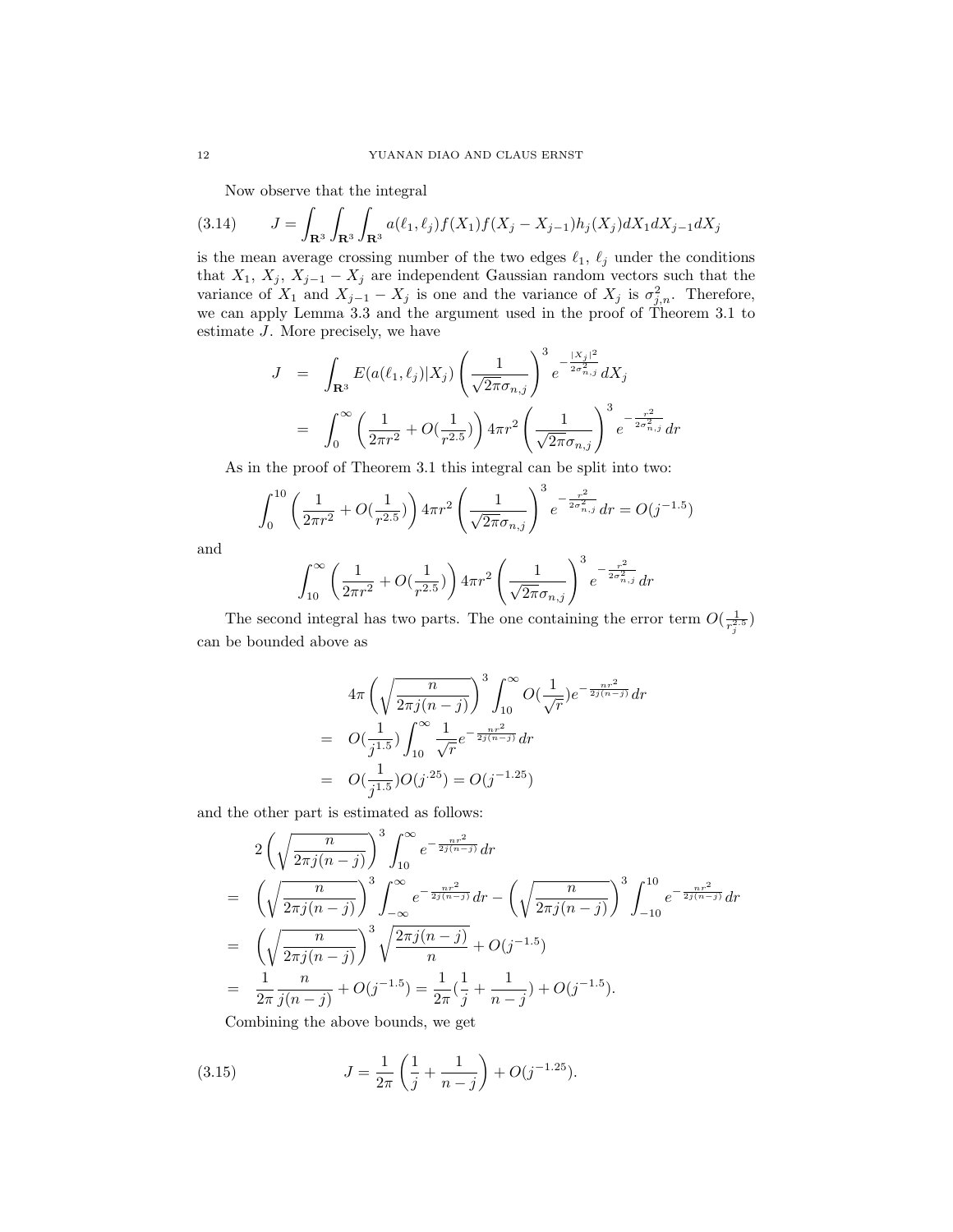Now observe that the integral

$$J = \int_{\mathbf{R}^3}\int_{\mathbf{R}^3}\int_{\mathbf{R}^3} a(\ell_1,\ell_j) f(X_1) f(X_j - X_{j-1}) h_j(X_j) dX_1 dX_{j-1} dX_j \tag{3.14}$$

is the mean average crossing number of the two edges $\ell_1$, $\ell_j$ under the conditions that $X_1$, $X_j$, $X_{j-1} - X_j$ are independent Gaussian random vectors such that the variance of $X_1$ and $X_{j-1} - X_j$ is one and the variance of $X_j$ is $\sigma^2_{j,n}$. Therefore, we can apply Lemma 3.3 and the argument used in the proof of Theorem 3.1 to estimate $J$. More precisely, we have

$$\begin{aligned}
J &= \int_{\mathbf{R}^3} E(a(\ell_1,\ell_j)|X_j)\left(\frac{1}{\sqrt{2\pi}\sigma_{n,j}}\right)^3 e^{-\frac{|X_j|^2}{2\sigma^2_{n,j}}} dX_j \\
&= \int_0^\infty \left(\frac{1}{2\pi r^2} + O(\frac{1}{r^{2.5}})\right) 4\pi r^2 \left(\frac{1}{\sqrt{2\pi}\sigma_{n,j}}\right)^3 e^{-\frac{r^2}{2\sigma^2_{n,j}}} dr
\end{aligned}$$

As in the proof of Theorem 3.1 this integral can be split into two:

$$\int_0^{10} \left(\frac{1}{2\pi r^2} + O(\frac{1}{r^{2.5}})\right) 4\pi r^2 \left(\frac{1}{\sqrt{2\pi}\sigma_{n,j}}\right)^3 e^{-\frac{r^2}{2\sigma^2_{n,j}}} dr = O(j^{-1.5})$$

and

$$\int_{10}^\infty \left(\frac{1}{2\pi r^2} + O(\frac{1}{r^{2.5}})\right) 4\pi r^2 \left(\frac{1}{\sqrt{2\pi}\sigma_{n,j}}\right)^3 e^{-\frac{r^2}{2\sigma^2_{n,j}}} dr$$

The second integral has two parts. The one containing the error term $O(\frac{1}{r_j^{2.5}})$ can be bounded above as

$$\begin{aligned}
& 4\pi \left(\sqrt{\frac{n}{2\pi j(n-j)}}\right)^3 \int_{10}^\infty O(\frac{1}{\sqrt{r}}) e^{-\frac{nr^2}{2j(n-j)}} dr \\
=\ & O(\frac{1}{j^{1.5}}) \int_{10}^\infty \frac{1}{\sqrt{r}} e^{-\frac{nr^2}{2j(n-j)}} dr \\
=\ & O(\frac{1}{j^{1.5}}) O(j^{.25}) = O(j^{-1.25})
\end{aligned}$$

and the other part is estimated as follows:

$$\begin{aligned}
& 2\left(\sqrt{\frac{n}{2\pi j(n-j)}}\right)^3 \int_{10}^\infty e^{-\frac{nr^2}{2j(n-j)}} dr \\
=\ & \left(\sqrt{\frac{n}{2\pi j(n-j)}}\right)^3 \int_{-\infty}^\infty e^{-\frac{nr^2}{2j(n-j)}} dr - \left(\sqrt{\frac{n}{2\pi j(n-j)}}\right)^3 \int_{-10}^{10} e^{-\frac{nr^2}{2j(n-j)}} dr \\
=\ & \left(\sqrt{\frac{n}{2\pi j(n-j)}}\right)^3 \sqrt{\frac{2\pi j(n-j)}{n}} + O(j^{-1.5}) \\
=\ & \frac{1}{2\pi}\frac{n}{j(n-j)} + O(j^{-1.5}) = \frac{1}{2\pi}(\frac{1}{j} + \frac{1}{n-j}) + O(j^{-1.5}).
\end{aligned}$$

Combining the above bounds, we get

$$J = \frac{1}{2\pi}\left(\frac{1}{j} + \frac{1}{n-j}\right) + O(j^{-1.25}). \tag{3.15}$$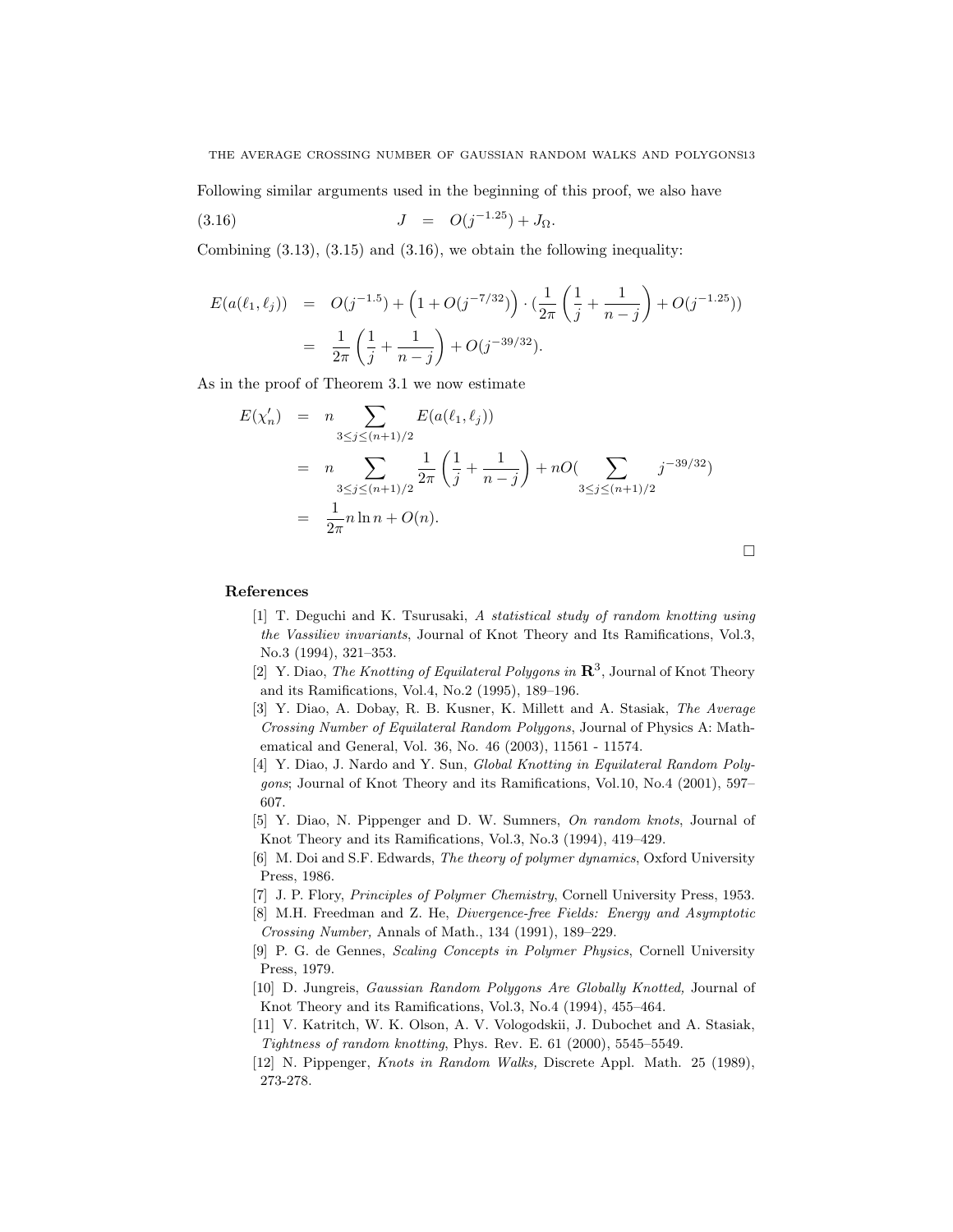Following similar arguments used in the beginning of this proof, we also have

$$J \quad = \quad O(j^{-1.25}) + J_{\Omega}. \tag{3.16}$$

Combining (3.13), (3.15) and (3.16), we obtain the following inequality:

$$\begin{aligned}
E(a(\ell_1, \ell_j)) &= O(j^{-1.5}) + \left(1 + O(j^{-7/32})\right) \cdot (\frac{1}{2\pi}\left(\frac{1}{j} + \frac{1}{n-j}\right) + O(j^{-1.25})) \\
&= \frac{1}{2\pi}\left(\frac{1}{j} + \frac{1}{n-j}\right) + O(j^{-39/32}).
\end{aligned}$$

As in the proof of Theorem 3.1 we now estimate

$$\begin{aligned}
E(\chi'_n) &= n \sum_{3 \leq j \leq (n+1)/2} E(a(\ell_1, \ell_j)) \\
&= n \sum_{3 \leq j \leq (n+1)/2} \frac{1}{2\pi}\left(\frac{1}{j} + \frac{1}{n-j}\right) + nO(\sum_{3 \leq j \leq (n+1)/2} j^{-39/32}) \\
&= \frac{1}{2\pi} n \ln n + O(n).
\end{aligned}$$

□

## References

[1] T. Deguchi and K. Tsurusaki, *A statistical study of random knotting using the Vassiliev invariants*, Journal of Knot Theory and Its Ramifications, Vol.3, No.3 (1994), 321–353.

[2] Y. Diao, *The Knotting of Equilateral Polygons in* $\mathbf{R}^3$, Journal of Knot Theory and its Ramifications, Vol.4, No.2 (1995), 189–196.

[3] Y. Diao, A. Dobay, R. B. Kusner, K. Millett and A. Stasiak, *The Average Crossing Number of Equilateral Random Polygons*, Journal of Physics A: Mathematical and General, Vol. 36, No. 46 (2003), 11561 - 11574.

[4] Y. Diao, J. Nardo and Y. Sun, *Global Knotting in Equilateral Random Polygons*; Journal of Knot Theory and its Ramifications, Vol.10, No.4 (2001), 597–607.

[5] Y. Diao, N. Pippenger and D. W. Sumners, *On random knots*, Journal of Knot Theory and its Ramifications, Vol.3, No.3 (1994), 419–429.

[6] M. Doi and S.F. Edwards, *The theory of polymer dynamics*, Oxford University Press, 1986.

[7] J. P. Flory, *Principles of Polymer Chemistry*, Cornell University Press, 1953.

[8] M.H. Freedman and Z. He, *Divergence-free Fields: Energy and Asymptotic Crossing Number,* Annals of Math., 134 (1991), 189–229.

[9] P. G. de Gennes, *Scaling Concepts in Polymer Physics*, Cornell University Press, 1979.

[10] D. Jungreis, *Gaussian Random Polygons Are Globally Knotted,* Journal of Knot Theory and its Ramifications, Vol.3, No.4 (1994), 455–464.

[11] V. Katritch, W. K. Olson, A. V. Vologodskii, J. Dubochet and A. Stasiak, *Tightness of random knotting*, Phys. Rev. E. 61 (2000), 5545–5549.

[12] N. Pippenger, *Knots in Random Walks,* Discrete Appl. Math. 25 (1989), 273-278.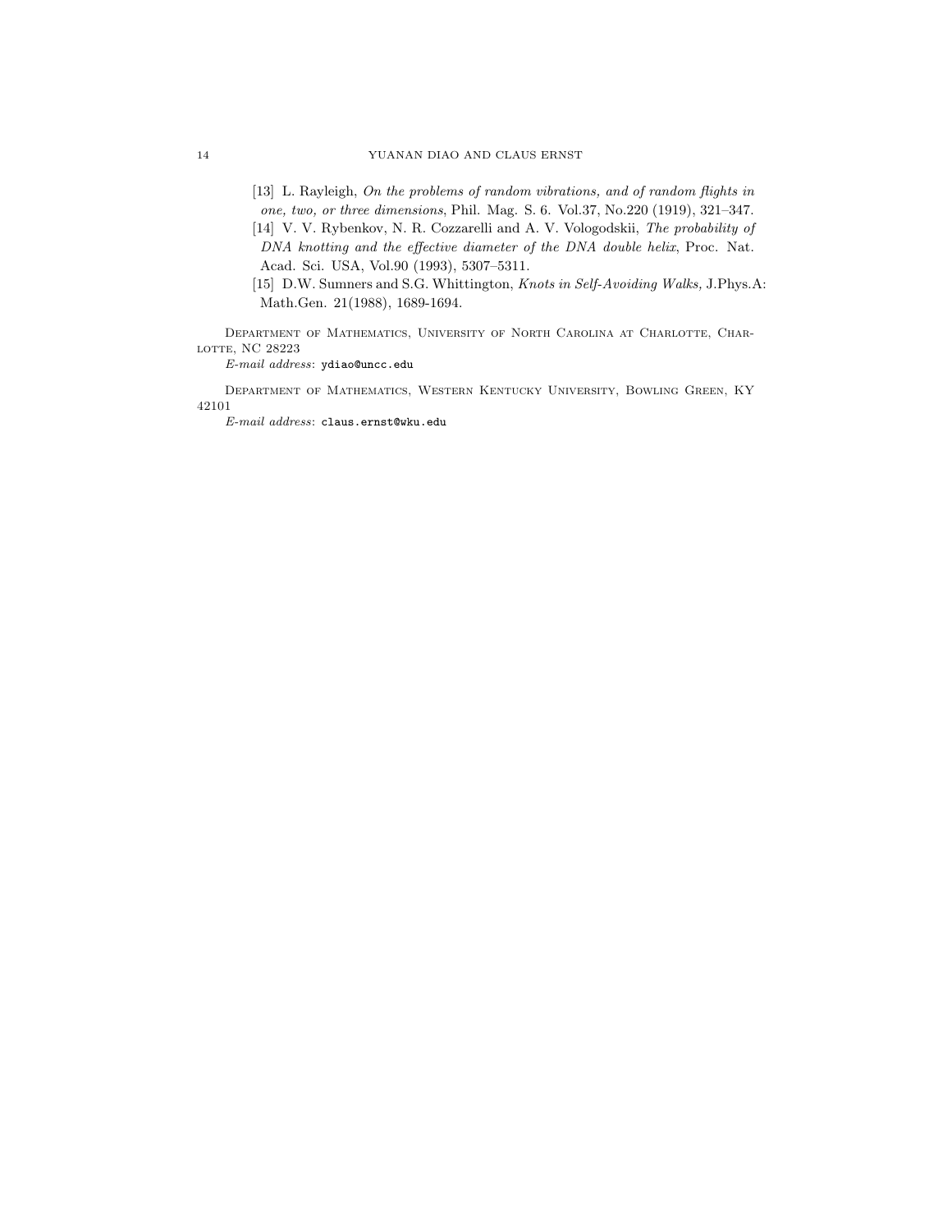[13] L. Rayleigh, *On the problems of random vibrations, and of random flights in one, two, or three dimensions*, Phil. Mag. S. 6. Vol.37, No.220 (1919), 321–347.

[14] V. V. Rybenkov, N. R. Cozzarelli and A. V. Vologodskii, *The probability of DNA knotting and the effective diameter of the DNA double helix*, Proc. Nat. Acad. Sci. USA, Vol.90 (1993), 5307–5311.

[15] D.W. Sumners and S.G. Whittington, *Knots in Self-Avoiding Walks,* J.Phys.A: Math.Gen. 21(1988), 1689-1694.

Department of Mathematics, University of North Carolina at Charlotte, Charlotte, NC 28223

*E-mail address*: `ydiao@uncc.edu`

Department of Mathematics, Western Kentucky University, Bowling Green, KY 42101

*E-mail address*: `claus.ernst@wku.edu`